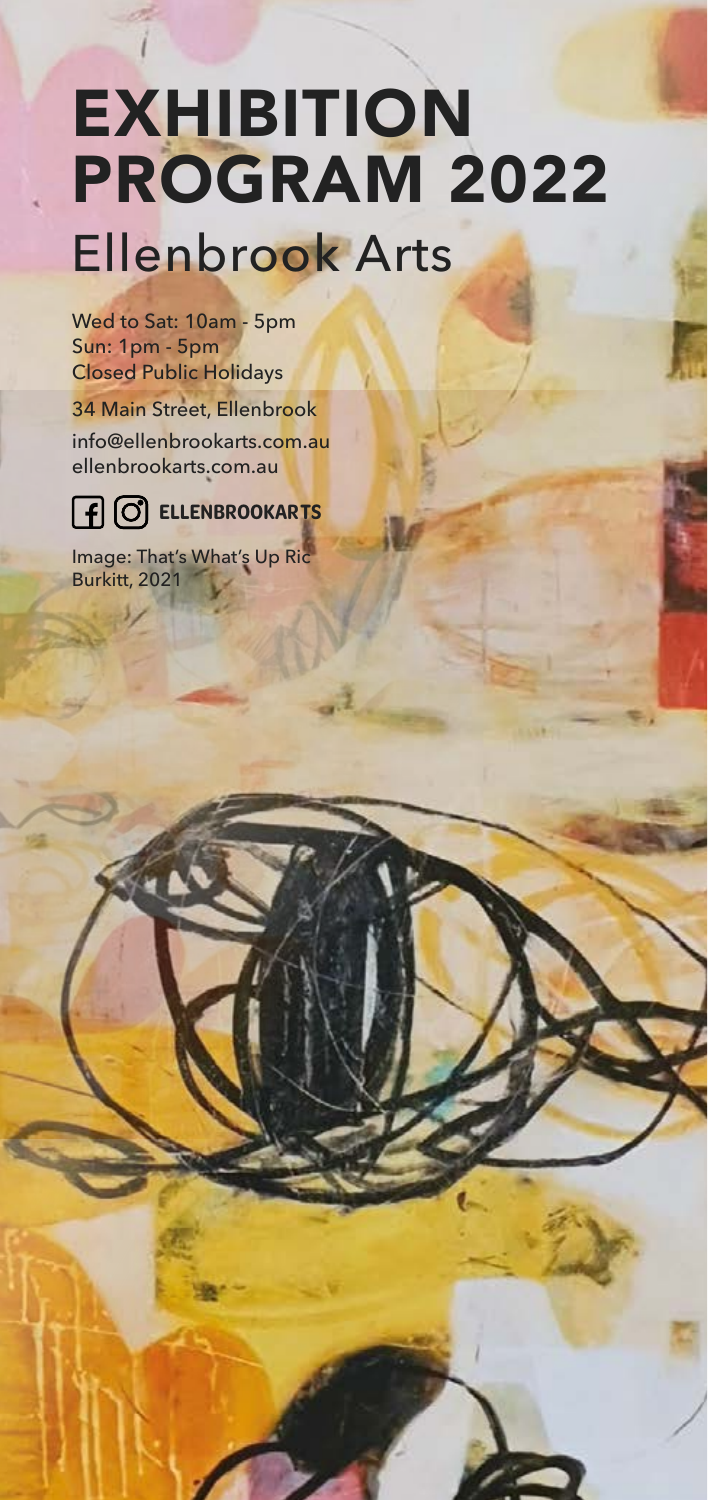# EXHIBITION PROGRAM 2022

## Ellenbrook Arts

Wed to Sat: 10am - 5pm
Sun: 1pm - 5pm
Closed Public Holidays

34 Main Street, Ellenbrook

info@ellenbrookarts.com.au
ellenbrookarts.com.au

**ELLENBROOKARTS**

Image: That's What's Up Ric Burkitt, 2021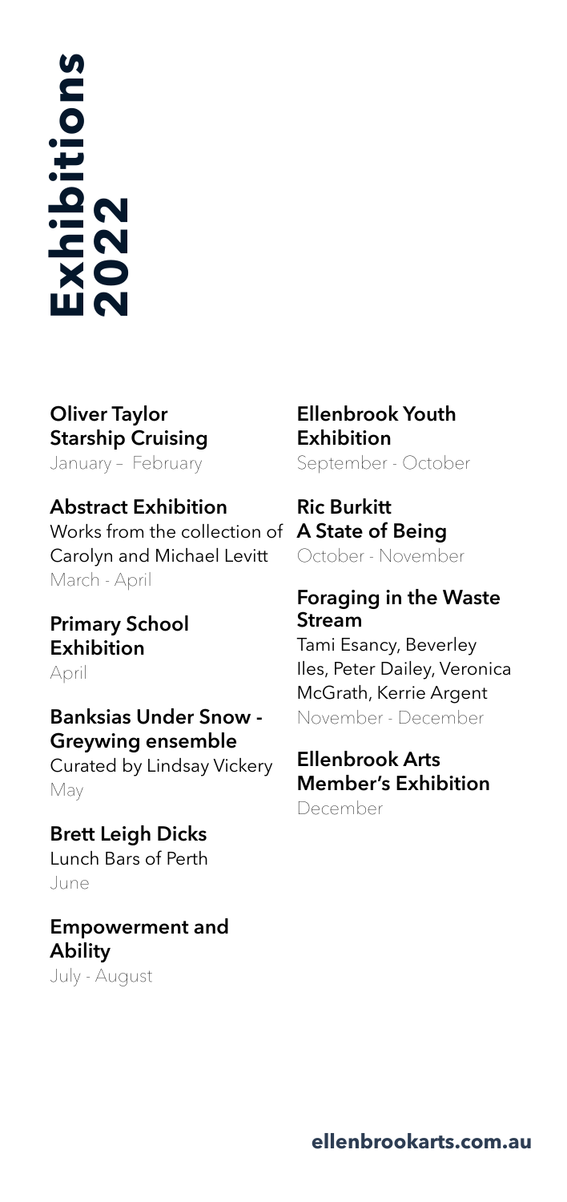# Exhibitions 2022

**Oliver Taylor**
**Starship Cruising**
January – February

**Abstract Exhibition**
Works from the collection of Carolyn and Michael Levitt
March - April

**Primary School Exhibition**
April

**Banksias Under Snow - Greywing ensemble**
Curated by Lindsay Vickery
May

**Brett Leigh Dicks**
Lunch Bars of Perth
June

**Empowerment and Ability**
July - August

**Ellenbrook Youth Exhibition**
September - October

**Ric Burkitt**
**A State of Being**
October - November

**Foraging in the Waste Stream**
Tami Esancy, Beverley Iles, Peter Dailey, Veronica McGrath, Kerrie Argent
November - December

**Ellenbrook Arts Member's Exhibition**
December

**ellenbrookarts.com.au**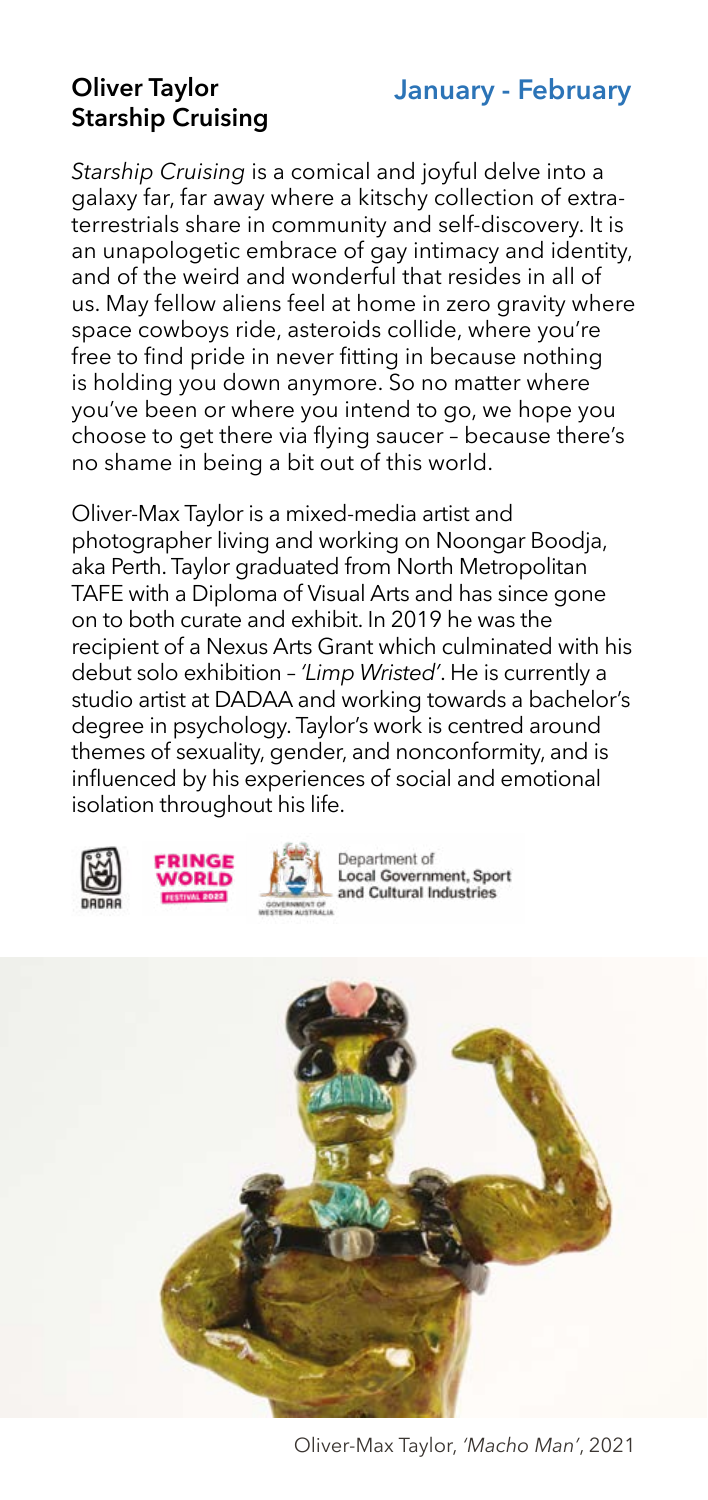## Oliver Taylor
## Starship Cruising

**January - February**

*Starship Cruising* is a comical and joyful delve into a galaxy far, far away where a kitschy collection of extra-terrestrials share in community and self-discovery. It is an unapologetic embrace of gay intimacy and identity, and of the weird and wonderful that resides in all of us. May fellow aliens feel at home in zero gravity where space cowboys ride, asteroids collide, where you're free to find pride in never fitting in because nothing is holding you down anymore. So no matter where you've been or where you intend to go, we hope you choose to get there via flying saucer – because there's no shame in being a bit out of this world.

Oliver-Max Taylor is a mixed-media artist and photographer living and working on Noongar Boodja, aka Perth. Taylor graduated from North Metropolitan TAFE with a Diploma of Visual Arts and has since gone on to both curate and exhibit. In 2019 he was the recipient of a Nexus Arts Grant which culminated with his debut solo exhibition – *'Limp Wristed'*. He is currently a studio artist at DADAA and working towards a bachelor's degree in psychology. Taylor's work is centred around themes of sexuality, gender, and nonconformity, and is influenced by his experiences of social and emotional isolation throughout his life.

DADAA | FRINGE WORLD FESTIVAL 2022 | Government of Western Australia Department of Local Government, Sport and Cultural Industries

Oliver-Max Taylor, *'Macho Man'*, 2021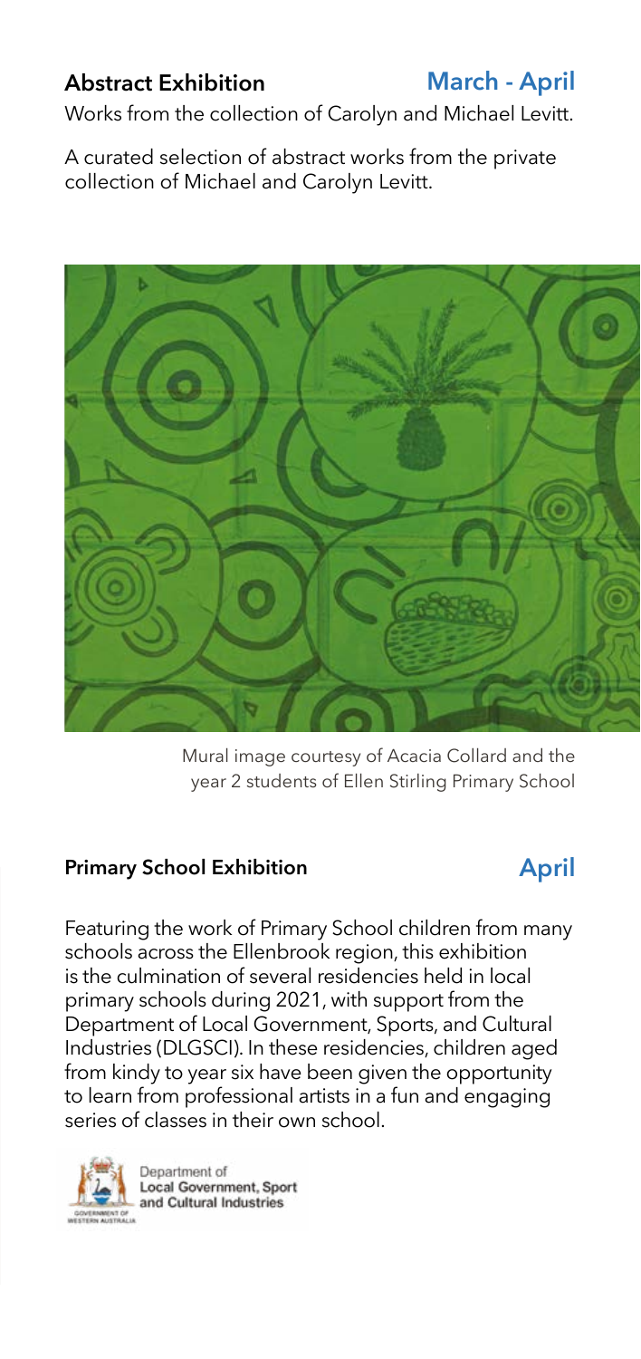## Abstract Exhibition

**March - April**

Works from the collection of Carolyn and Michael Levitt.

A curated selection of abstract works from the private collection of Michael and Carolyn Levitt.

Mural image courtesy of Acacia Collard and the year 2 students of Ellen Stirling Primary School

## Primary School Exhibition

**April**

Featuring the work of Primary School children from many schools across the Ellenbrook region, this exhibition is the culmination of several residencies held in local primary schools during 2021, with support from the Department of Local Government, Sports, and Cultural Industries (DLGSCI). In these residencies, children aged from kindy to year six have been given the opportunity to learn from professional artists in a fun and engaging series of classes in their own school.

Department of Local Government, Sport and Cultural Industries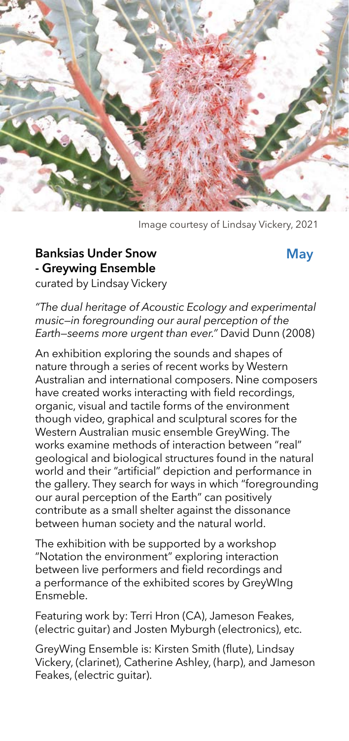Image courtesy of Lindsay Vickery, 2021

## Banksias Under Snow - Greywing Ensemble

**May**

curated by Lindsay Vickery

*"The dual heritage of Acoustic Ecology and experimental music—in foregrounding our aural perception of the Earth—seems more urgent than ever."* David Dunn (2008)

An exhibition exploring the sounds and shapes of nature through a series of recent works by Western Australian and international composers. Nine composers have created works interacting with field recordings, organic, visual and tactile forms of the environment though video, graphical and sculptural scores for the Western Australian music ensemble GreyWing. The works examine methods of interaction between "real" geological and biological structures found in the natural world and their "artificial" depiction and performance in the gallery. They search for ways in which "foregrounding our aural perception of the Earth" can positively contribute as a small shelter against the dissonance between human society and the natural world.

The exhibition with be supported by a workshop "Notation the environment" exploring interaction between live performers and field recordings and a performance of the exhibited scores by GreyWIng Ensmeble.

Featuring work by: Terri Hron (CA), Jameson Feakes, (electric guitar) and Josten Myburgh (electronics), etc.

GreyWing Ensemble is: Kirsten Smith (flute), Lindsay Vickery, (clarinet), Catherine Ashley, (harp), and Jameson Feakes, (electric guitar).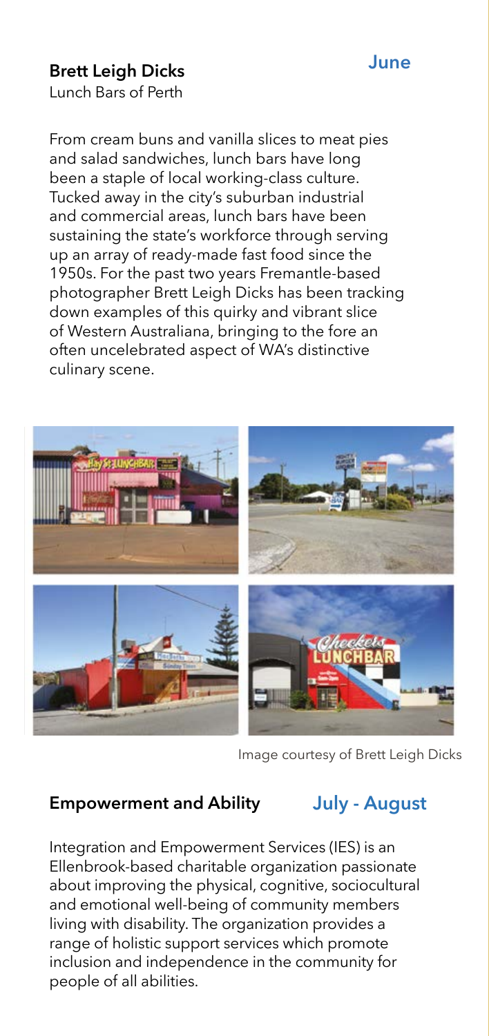## Brett Leigh Dicks

June

Lunch Bars of Perth

From cream buns and vanilla slices to meat pies and salad sandwiches, lunch bars have long been a staple of local working-class culture. Tucked away in the city's suburban industrial and commercial areas, lunch bars have been sustaining the state's workforce through serving up an array of ready-made fast food since the 1950s. For the past two years Fremantle-based photographer Brett Leigh Dicks has been tracking down examples of this quirky and vibrant slice of Western Australiana, bringing to the fore an often uncelebrated aspect of WA's distinctive culinary scene.

Image courtesy of Brett Leigh Dicks

## Empowerment and Ability

July - August

Integration and Empowerment Services (IES) is an Ellenbrook-based charitable organization passionate about improving the physical, cognitive, sociocultural and emotional well-being of community members living with disability. The organization provides a range of holistic support services which promote inclusion and independence in the community for people of all abilities.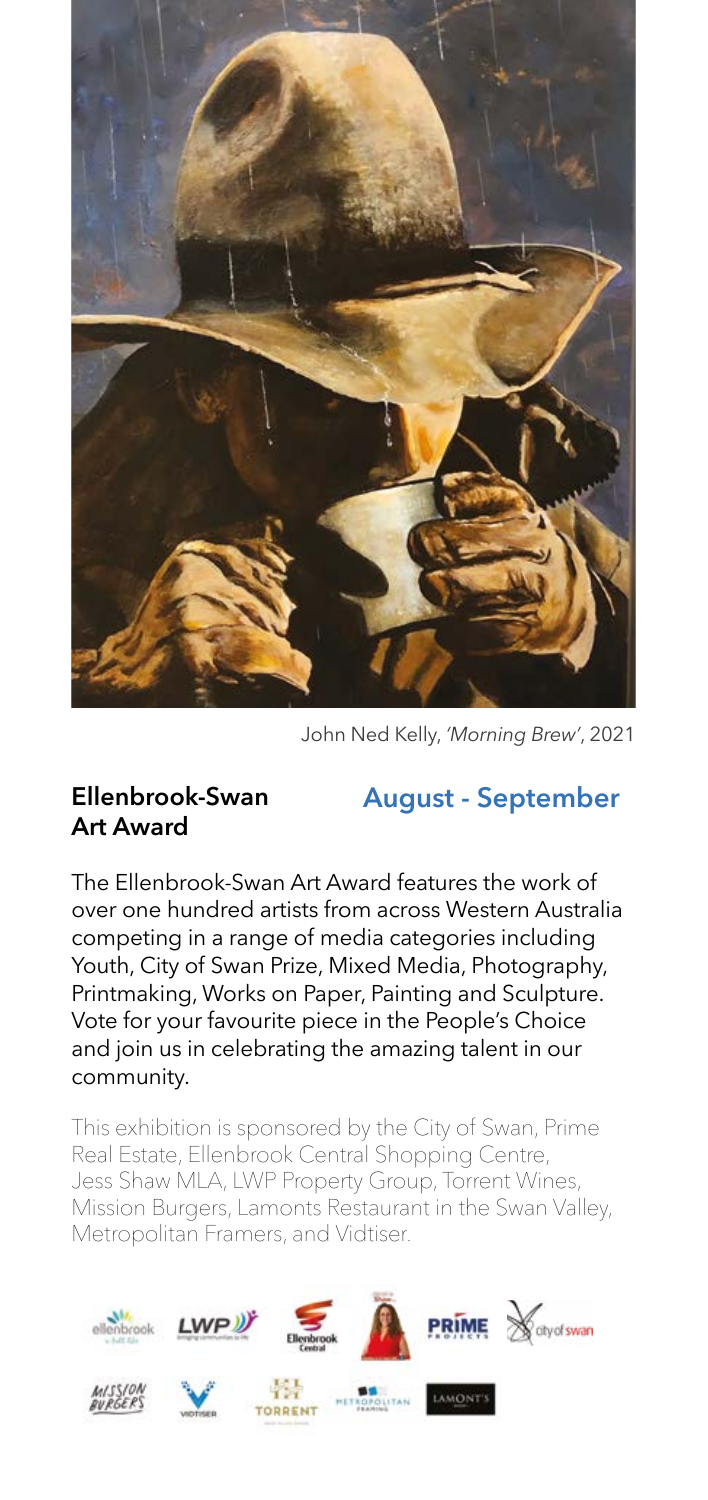John Ned Kelly, *'Morning Brew'*, 2021

## Ellenbrook-Swan Art Award

**August - September**

The Ellenbrook-Swan Art Award features the work of over one hundred artists from across Western Australia competing in a range of media categories including Youth, City of Swan Prize, Mixed Media, Photography, Printmaking, Works on Paper, Painting and Sculpture. Vote for your favourite piece in the People's Choice and join us in celebrating the amazing talent in our community.

This exhibition is sponsored by the City of Swan, Prime Real Estate, Ellenbrook Central Shopping Centre, Jess Shaw MLA, LWP Property Group, Torrent Wines, Mission Burgers, Lamonts Restaurant in the Swan Valley, Metropolitan Framers, and Vidtiser.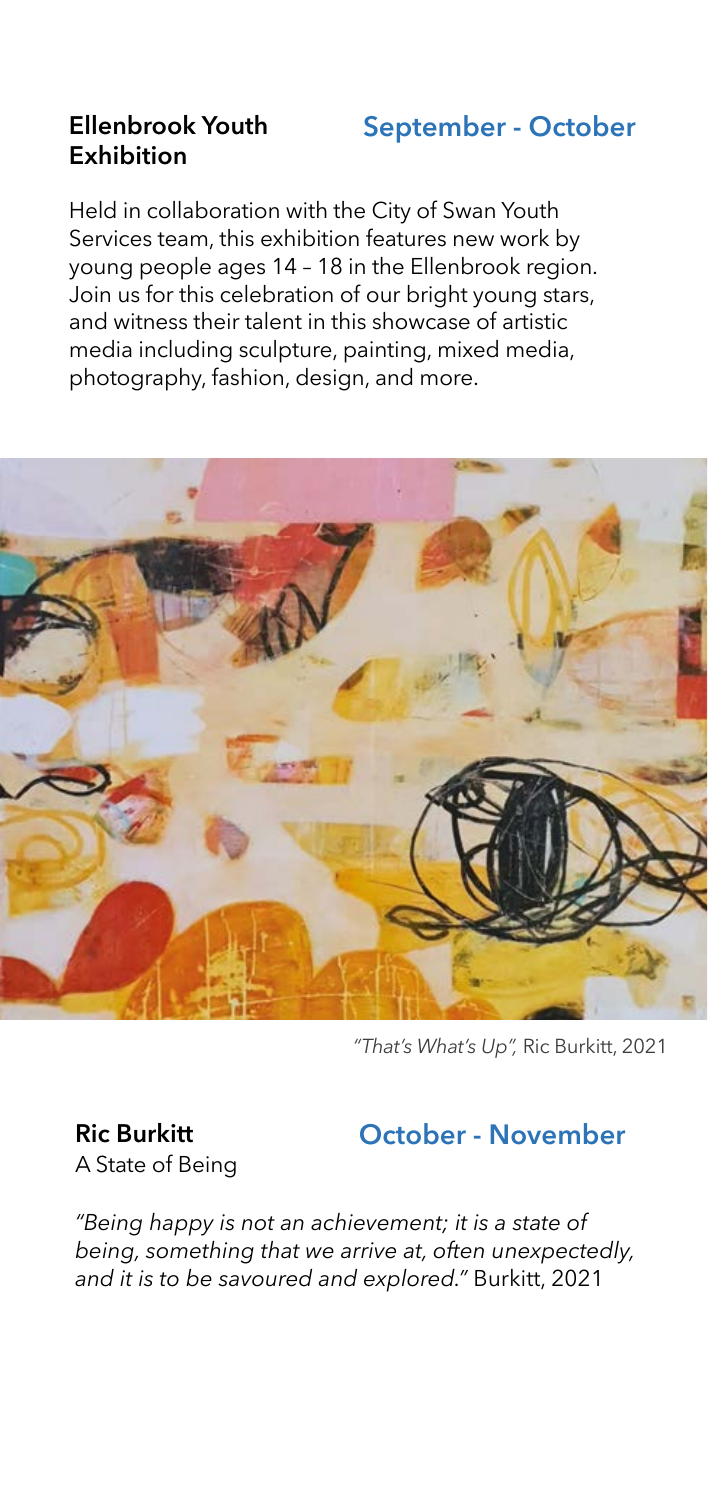## Ellenbrook Youth Exhibition

**September - October**

Held in collaboration with the City of Swan Youth Services team, this exhibition features new work by young people ages 14 – 18 in the Ellenbrook region. Join us for this celebration of our bright young stars, and witness their talent in this showcase of artistic media including sculpture, painting, mixed media, photography, fashion, design, and more.

*"That's What's Up",* Ric Burkitt, 2021

## Ric Burkitt

A State of Being

**October - November**

*"Being happy is not an achievement; it is a state of being, something that we arrive at, often unexpectedly, and it is to be savoured and explored."* Burkitt, 2021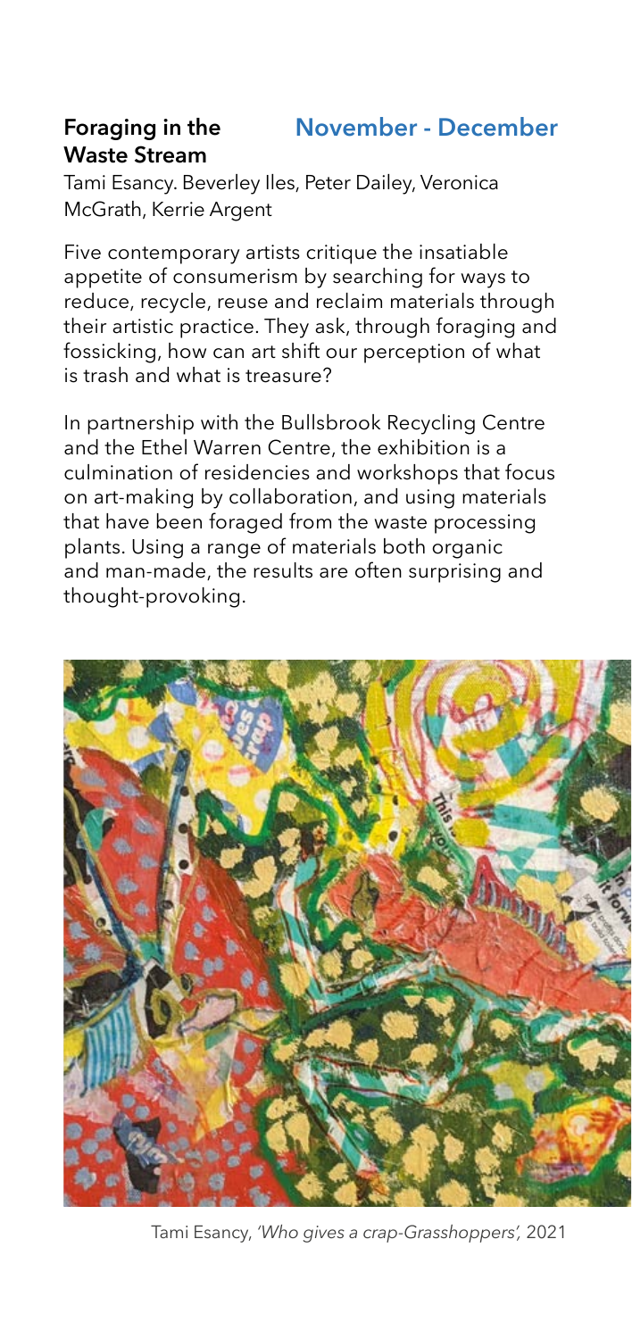## Foraging in the Waste Stream

**November - December**

Tami Esancy. Beverley Iles, Peter Dailey, Veronica McGrath, Kerrie Argent

Five contemporary artists critique the insatiable appetite of consumerism by searching for ways to reduce, recycle, reuse and reclaim materials through their artistic practice. They ask, through foraging and fossicking, how can art shift our perception of what is trash and what is treasure?

In partnership with the Bullsbrook Recycling Centre and the Ethel Warren Centre, the exhibition is a culmination of residencies and workshops that focus on art-making by collaboration, and using materials that have been foraged from the waste processing plants. Using a range of materials both organic and man-made, the results are often surprising and thought-provoking.

Tami Esancy, *'Who gives a crap-Grasshoppers',* 2021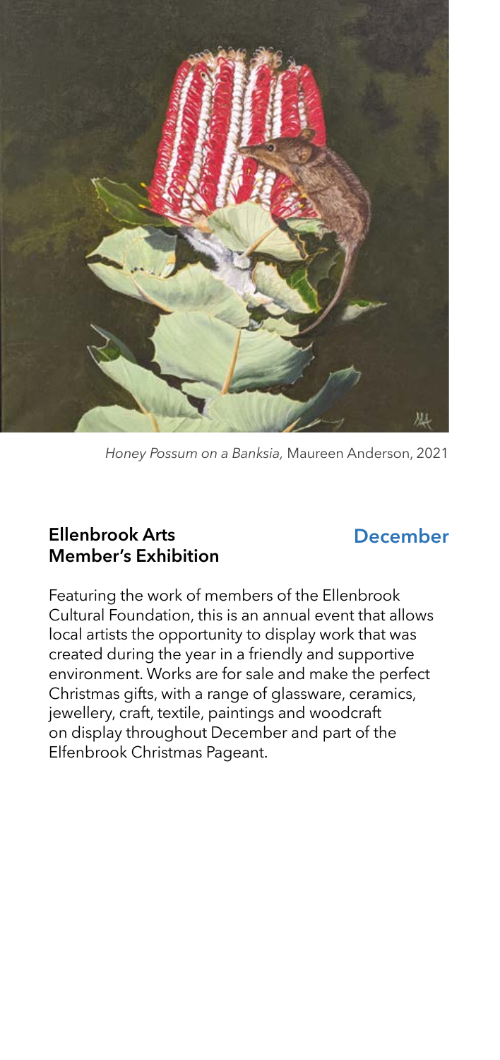*Honey Possum on a Banksia,* Maureen Anderson, 2021

## Ellenbrook Arts Member's Exhibition

**December**

Featuring the work of members of the Ellenbrook Cultural Foundation, this is an annual event that allows local artists the opportunity to display work that was created during the year in a friendly and supportive environment. Works are for sale and make the perfect Christmas gifts, with a range of glassware, ceramics, jewellery, craft, textile, paintings and woodcraft on display throughout December and part of the Elfenbrook Christmas Pageant.